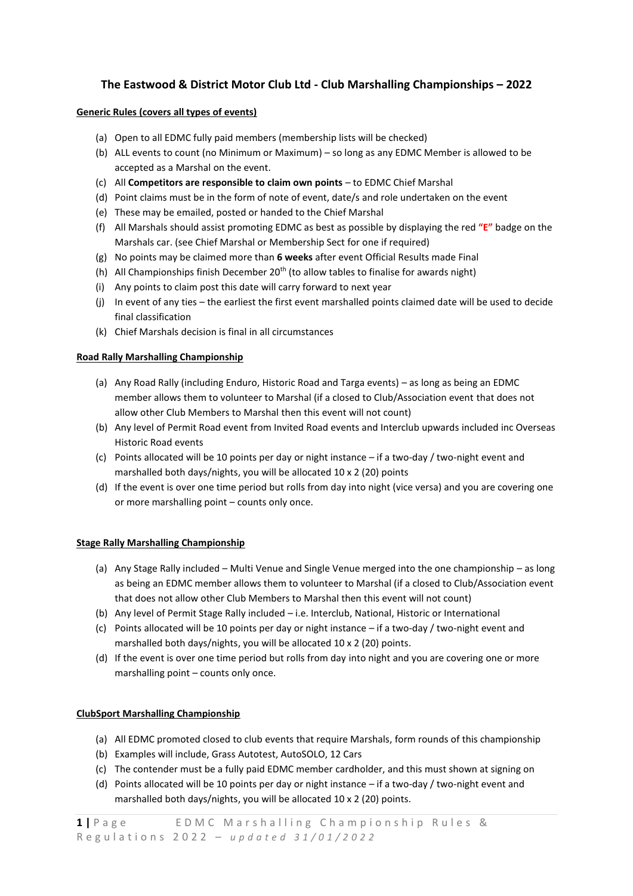# The Eastwood & District Motor Club Ltd - Club Marshalling Championships – 2022

## Generic Rules (covers all types of events)

(a) Open to all EDMC fully paid members (membership lists will be checked)

(b) ALL events to count (no Minimum or Maximum) – so long as any EDMC Member is allowed to be accepted as a Marshal on the event.

(c) All **Competitors are responsible to claim own points** – to EDMC Chief Marshal

(d) Point claims must be in the form of note of event, date/s and role undertaken on the event

(e) These may be emailed, posted or handed to the Chief Marshal

(f) All Marshals should assist promoting EDMC as best as possible by displaying the red **"E"** badge on the Marshals car. (see Chief Marshal or Membership Sect for one if required)

(g) No points may be claimed more than **6 weeks** after event Official Results made Final

(h) All Championships finish December 20th (to allow tables to finalise for awards night)

(i) Any points to claim post this date will carry forward to next year

(j) In event of any ties – the earliest the first event marshalled points claimed date will be used to decide final classification

(k) Chief Marshals decision is final in all circumstances

## Road Rally Marshalling Championship

(a) Any Road Rally (including Enduro, Historic Road and Targa events) – as long as being an EDMC member allows them to volunteer to Marshal (if a closed to Club/Association event that does not allow other Club Members to Marshal then this event will not count)

(b) Any level of Permit Road event from Invited Road events and Interclub upwards included inc Overseas Historic Road events

(c) Points allocated will be 10 points per day or night instance – if a two-day / two-night event and marshalled both days/nights, you will be allocated 10 x 2 (20) points

(d) If the event is over one time period but rolls from day into night (vice versa) and you are covering one or more marshalling point – counts only once.

## Stage Rally Marshalling Championship

(a) Any Stage Rally included – Multi Venue and Single Venue merged into the one championship – as long as being an EDMC member allows them to volunteer to Marshal (if a closed to Club/Association event that does not allow other Club Members to Marshal then this event will not count)

(b) Any level of Permit Stage Rally included – i.e. Interclub, National, Historic or International

(c) Points allocated will be 10 points per day or night instance – if a two-day / two-night event and marshalled both days/nights, you will be allocated 10 x 2 (20) points.

(d) If the event is over one time period but rolls from day into night and you are covering one or more marshalling point – counts only once.

## ClubSport Marshalling Championship

(a) All EDMC promoted closed to club events that require Marshals, form rounds of this championship

(b) Examples will include, Grass Autotest, AutoSOLO, 12 Cars

(c) The contender must be a fully paid EDMC member cardholder, and this must shown at signing on

(d) Points allocated will be 10 points per day or night instance – if a two-day / two-night event and marshalled both days/nights, you will be allocated 10 x 2 (20) points.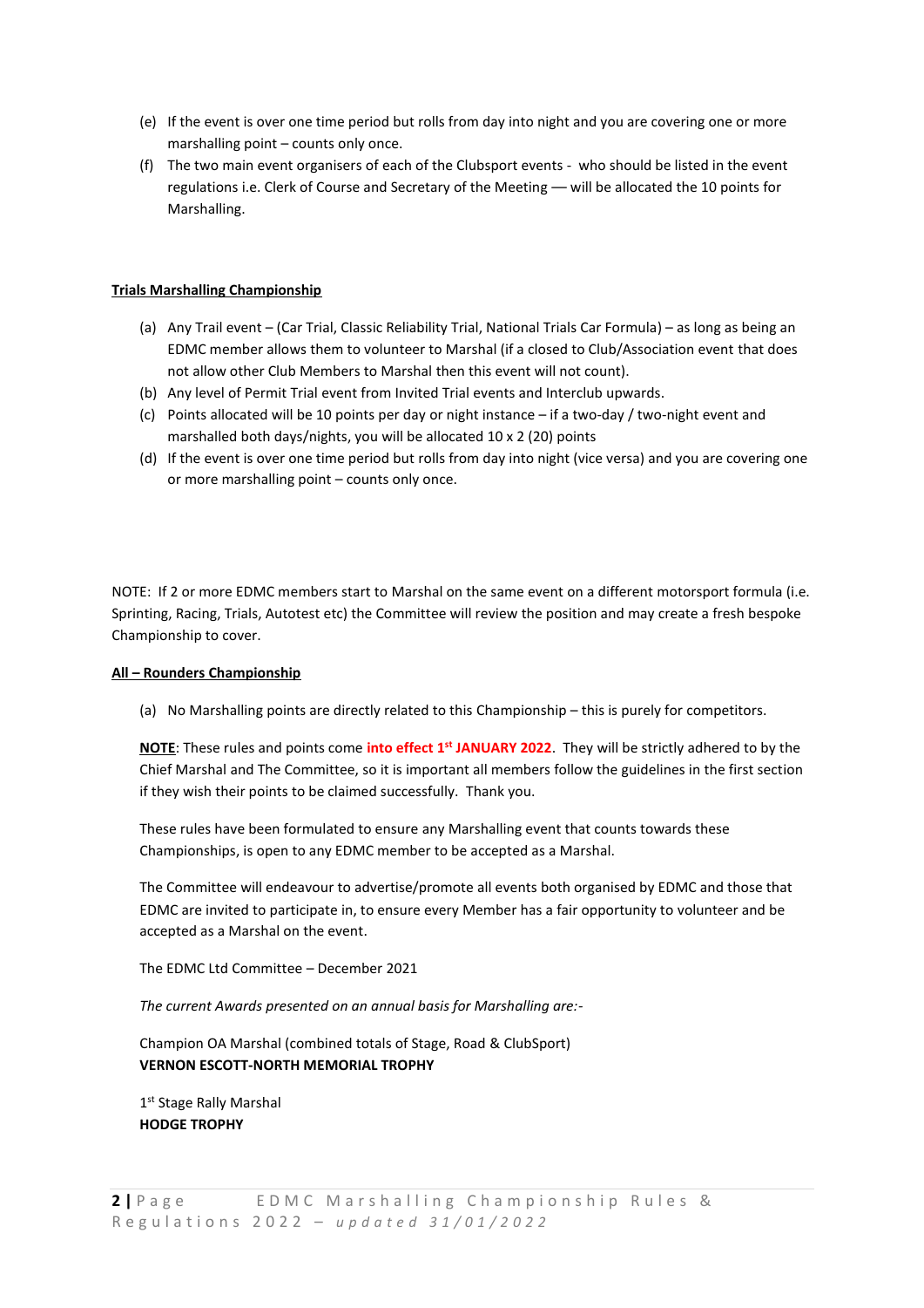(e) If the event is over one time period but rolls from day into night and you are covering one or more marshalling point – counts only once.

(f) The two main event organisers of each of the Clubsport events - who should be listed in the event regulations i.e. Clerk of Course and Secretary of the Meeting — will be allocated the 10 points for Marshalling.

**Trials Marshalling Championship**

(a) Any Trail event – (Car Trial, Classic Reliability Trial, National Trials Car Formula) – as long as being an EDMC member allows them to volunteer to Marshal (if a closed to Club/Association event that does not allow other Club Members to Marshal then this event will not count).

(b) Any level of Permit Trial event from Invited Trial events and Interclub upwards.

(c) Points allocated will be 10 points per day or night instance – if a two-day / two-night event and marshalled both days/nights, you will be allocated 10 x 2 (20) points

(d) If the event is over one time period but rolls from day into night (vice versa) and you are covering one or more marshalling point – counts only once.

NOTE: If 2 or more EDMC members start to Marshal on the same event on a different motorsport formula (i.e. Sprinting, Racing, Trials, Autotest etc) the Committee will review the position and may create a fresh bespoke Championship to cover.

**All – Rounders Championship**

(a) No Marshalling points are directly related to this Championship – this is purely for competitors.

**NOTE**: These rules and points come **into effect 1st JANUARY 2022**. They will be strictly adhered to by the Chief Marshal and The Committee, so it is important all members follow the guidelines in the first section if they wish their points to be claimed successfully. Thank you.

These rules have been formulated to ensure any Marshalling event that counts towards these Championships, is open to any EDMC member to be accepted as a Marshal.

The Committee will endeavour to advertise/promote all events both organised by EDMC and those that EDMC are invited to participate in, to ensure every Member has a fair opportunity to volunteer and be accepted as a Marshal on the event.

The EDMC Ltd Committee – December 2021

*The current Awards presented on an annual basis for Marshalling are:-*

Champion OA Marshal (combined totals of Stage, Road & ClubSport)
**VERNON ESCOTT-NORTH MEMORIAL TROPHY**

1st Stage Rally Marshal
**HODGE TROPHY**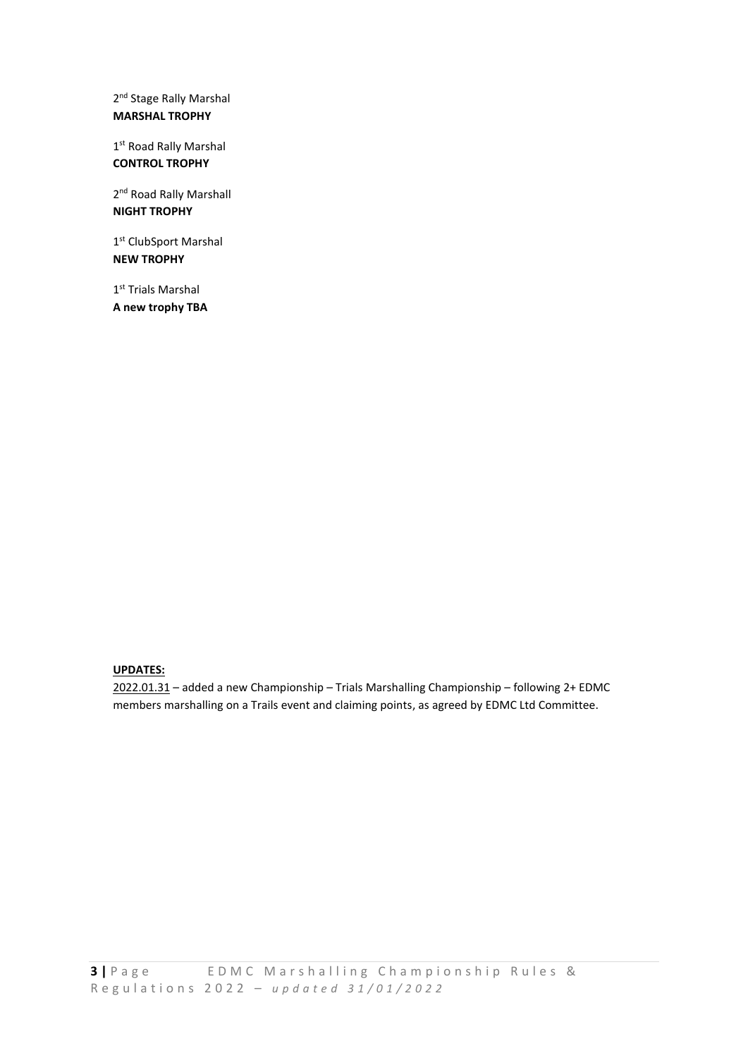2nd Stage Rally Marshal
**MARSHAL TROPHY**

1st Road Rally Marshal
**CONTROL TROPHY**

2nd Road Rally Marshall
**NIGHT TROPHY**

1st ClubSport Marshal
**NEW TROPHY**

1st Trials Marshal
**A new trophy TBA**

**UPDATES:**

2022.01.31 – added a new Championship – Trials Marshalling Championship – following 2+ EDMC members marshalling on a Trails event and claiming points, as agreed by EDMC Ltd Committee.